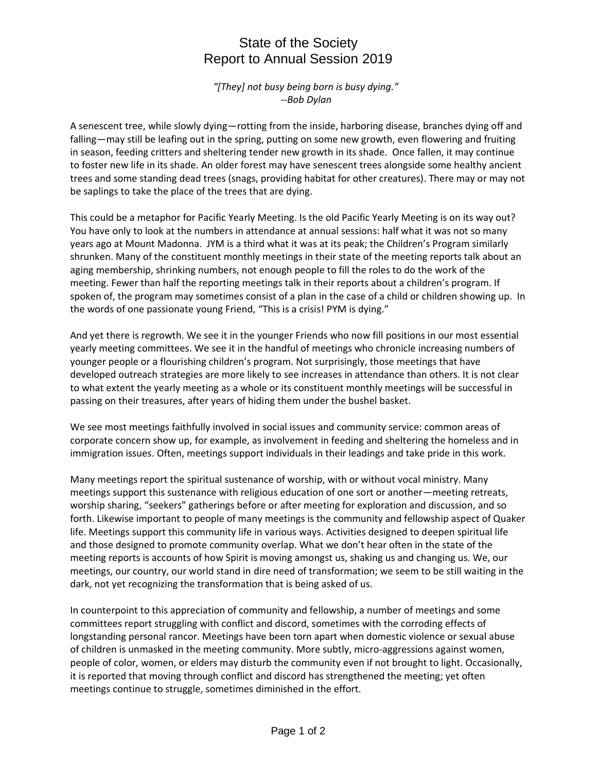# State of the Society
# Report to Annual Session 2019

*"[They] not busy being born is busy dying."*
*--Bob Dylan*

A senescent tree, while slowly dying—rotting from the inside, harboring disease, branches dying off and falling—may still be leafing out in the spring, putting on some new growth, even flowering and fruiting in season, feeding critters and sheltering tender new growth in its shade. Once fallen, it may continue to foster new life in its shade. An older forest may have senescent trees alongside some healthy ancient trees and some standing dead trees (snags, providing habitat for other creatures). There may or may not be saplings to take the place of the trees that are dying.

This could be a metaphor for Pacific Yearly Meeting. Is the old Pacific Yearly Meeting is on its way out? You have only to look at the numbers in attendance at annual sessions: half what it was not so many years ago at Mount Madonna. JYM is a third what it was at its peak; the Children's Program similarly shrunken. Many of the constituent monthly meetings in their state of the meeting reports talk about an aging membership, shrinking numbers, not enough people to fill the roles to do the work of the meeting. Fewer than half the reporting meetings talk in their reports about a children's program. If spoken of, the program may sometimes consist of a plan in the case of a child or children showing up. In the words of one passionate young Friend, "This is a crisis! PYM is dying."

And yet there is regrowth. We see it in the younger Friends who now fill positions in our most essential yearly meeting committees. We see it in the handful of meetings who chronicle increasing numbers of younger people or a flourishing children's program. Not surprisingly, those meetings that have developed outreach strategies are more likely to see increases in attendance than others. It is not clear to what extent the yearly meeting as a whole or its constituent monthly meetings will be successful in passing on their treasures, after years of hiding them under the bushel basket.

We see most meetings faithfully involved in social issues and community service: common areas of corporate concern show up, for example, as involvement in feeding and sheltering the homeless and in immigration issues. Often, meetings support individuals in their leadings and take pride in this work.

Many meetings report the spiritual sustenance of worship, with or without vocal ministry. Many meetings support this sustenance with religious education of one sort or another—meeting retreats, worship sharing, "seekers" gatherings before or after meeting for exploration and discussion, and so forth. Likewise important to people of many meetings is the community and fellowship aspect of Quaker life. Meetings support this community life in various ways. Activities designed to deepen spiritual life and those designed to promote community overlap. What we don't hear often in the state of the meeting reports is accounts of how Spirit is moving amongst us, shaking us and changing us. We, our meetings, our country, our world stand in dire need of transformation; we seem to be still waiting in the dark, not yet recognizing the transformation that is being asked of us.

In counterpoint to this appreciation of community and fellowship, a number of meetings and some committees report struggling with conflict and discord, sometimes with the corroding effects of longstanding personal rancor. Meetings have been torn apart when domestic violence or sexual abuse of children is unmasked in the meeting community. More subtly, micro-aggressions against women, people of color, women, or elders may disturb the community even if not brought to light. Occasionally, it is reported that moving through conflict and discord has strengthened the meeting; yet often meetings continue to struggle, sometimes diminished in the effort.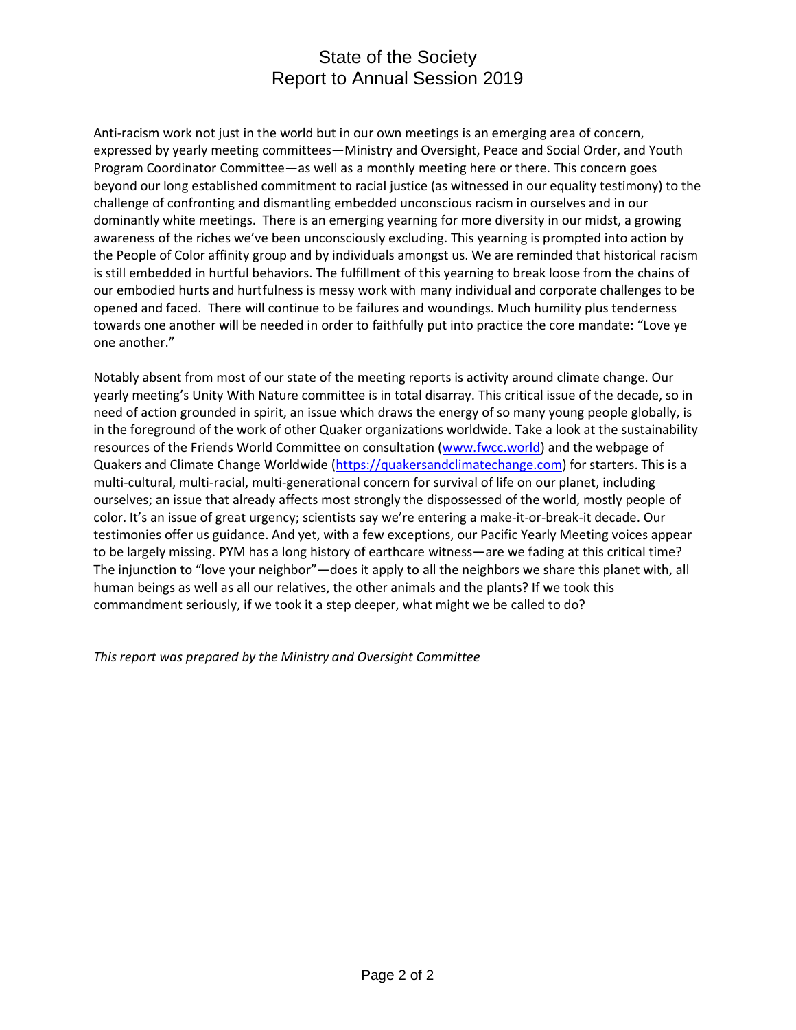# State of the Society
# Report to Annual Session 2019

Anti-racism work not just in the world but in our own meetings is an emerging area of concern, expressed by yearly meeting committees—Ministry and Oversight, Peace and Social Order, and Youth Program Coordinator Committee—as well as a monthly meeting here or there. This concern goes beyond our long established commitment to racial justice (as witnessed in our equality testimony) to the challenge of confronting and dismantling embedded unconscious racism in ourselves and in our dominantly white meetings. There is an emerging yearning for more diversity in our midst, a growing awareness of the riches we've been unconsciously excluding. This yearning is prompted into action by the People of Color affinity group and by individuals amongst us. We are reminded that historical racism is still embedded in hurtful behaviors. The fulfillment of this yearning to break loose from the chains of our embodied hurts and hurtfulness is messy work with many individual and corporate challenges to be opened and faced. There will continue to be failures and woundings. Much humility plus tenderness towards one another will be needed in order to faithfully put into practice the core mandate: "Love ye one another."

Notably absent from most of our state of the meeting reports is activity around climate change. Our yearly meeting's Unity With Nature committee is in total disarray. This critical issue of the decade, so in need of action grounded in spirit, an issue which draws the energy of so many young people globally, is in the foreground of the work of other Quaker organizations worldwide. Take a look at the sustainability resources of the Friends World Committee on consultation ([www.fwcc.world](www.fwcc.world)) and the webpage of Quakers and Climate Change Worldwide ([https://quakersandclimatechange.com](https://quakersandclimatechange.com)) for starters. This is a multi-cultural, multi-racial, multi-generational concern for survival of life on our planet, including ourselves; an issue that already affects most strongly the dispossessed of the world, mostly people of color. It's an issue of great urgency; scientists say we're entering a make-it-or-break-it decade. Our testimonies offer us guidance. And yet, with a few exceptions, our Pacific Yearly Meeting voices appear to be largely missing. PYM has a long history of earthcare witness—are we fading at this critical time? The injunction to "love your neighbor"—does it apply to all the neighbors we share this planet with, all human beings as well as all our relatives, the other animals and the plants? If we took this commandment seriously, if we took it a step deeper, what might we be called to do?

*This report was prepared by the Ministry and Oversight Committee*